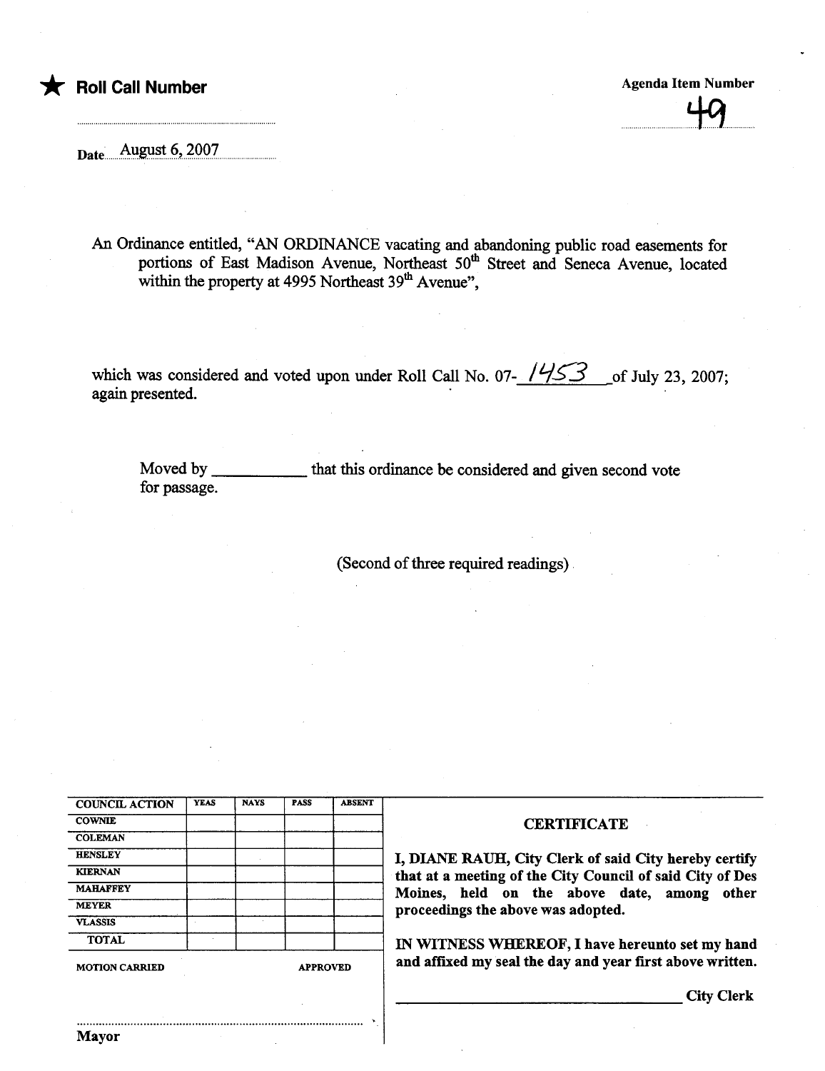★ **Roll Call Number**

**Agenda Item Number**

49

Date August 6, 2007

An Ordinance entitled, "AN ORDINANCE vacating and abandoning public road easements for portions of East Madison Avenue, Northeast 50th Street and Seneca Avenue, located within the property at 4995 Northeast 39th Avenue",

which was considered and voted upon under Roll Call No. 07- 1453 of July 23, 2007; again presented.

Moved by __________ that this ordinance be considered and given second vote for passage.

(Second of three required readings)

| COUNCIL ACTION | YEAS | NAYS | PASS | ABSENT |
|---|---|---|---|---|
| COWNIE | | | | |
| COLEMAN | | | | |
| HENSLEY | | | | |
| KIERNAN | | | | |
| MAHAFFEY | | | | |
| MEYER | | | | |
| VLASSIS | | | | |
| TOTAL | | | | |

MOTION CARRIED APPROVED

Mayor

**CERTIFICATE**

**I, DIANE RAUH, City Clerk of said City hereby certify that at a meeting of the City Council of said City of Des Moines, held on the above date, among other proceedings the above was adopted.**

**IN WITNESS WHEREOF, I have hereunto set my hand and affixed my seal the day and year first above written.**

__________________________ **City Clerk**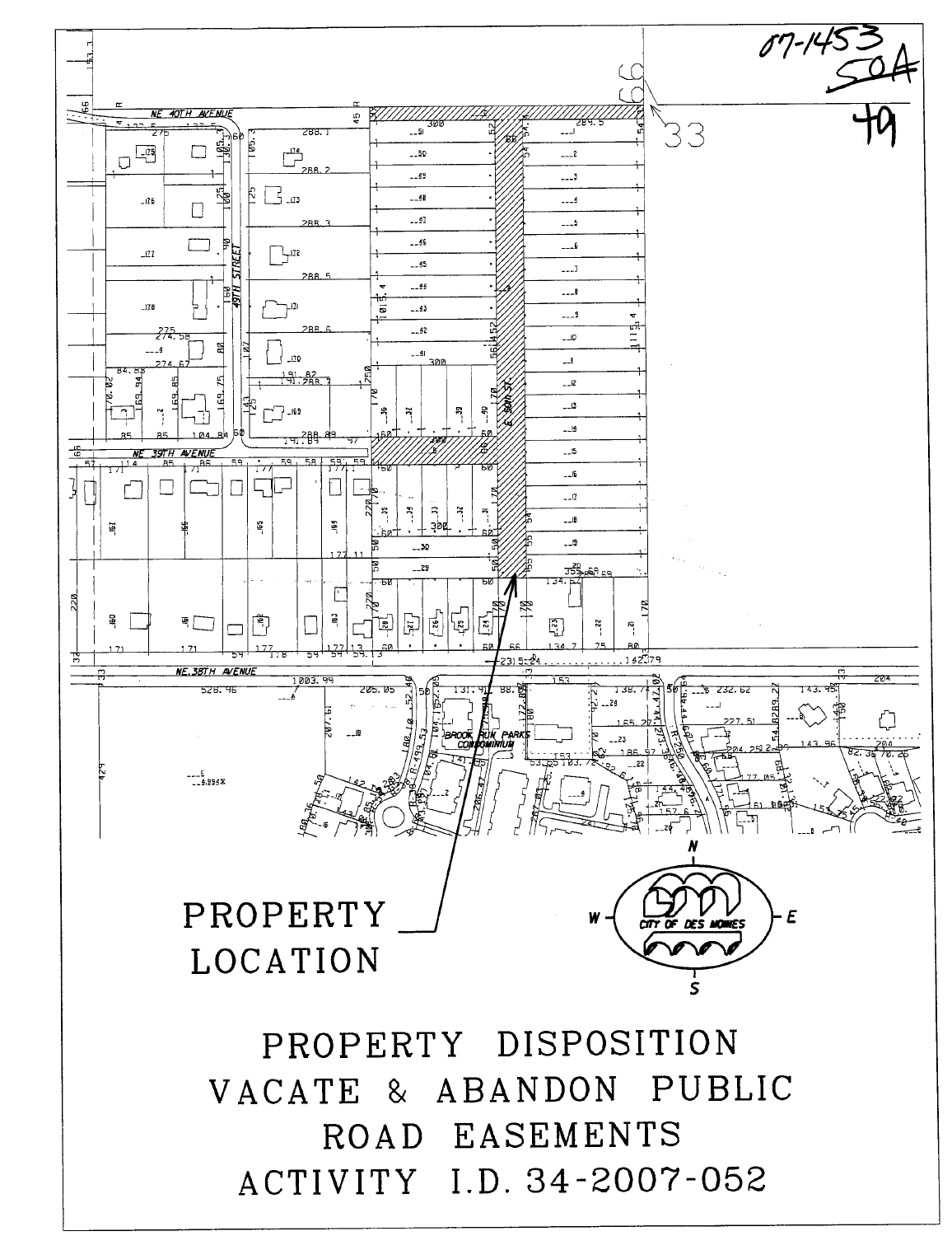07-1453

50A

49

PROPERTY LOCATION

CITY OF DES MOINES

# PROPERTY DISPOSITION
# VACATE & ABANDON PUBLIC ROAD EASEMENTS
# ACTIVITY I.D. 34-2007-052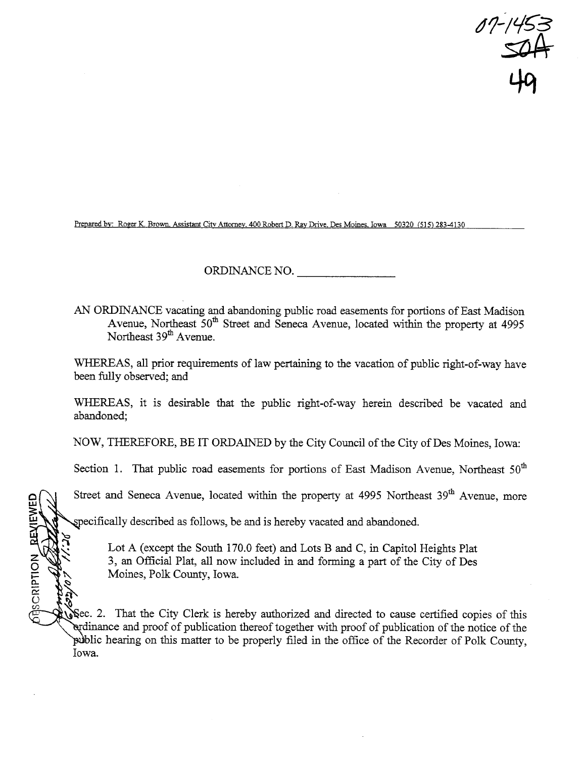07-1453
50A
49

Prepared by: Roger K. Brown, Assistant City Attorney, 400 Robert D. Ray Drive, Des Moines, Iowa 50320 (515) 283-4130

ORDINANCE NO. ______________

AN ORDINANCE vacating and abandoning public road easements for portions of East Madison Avenue, Northeast 50th Street and Seneca Avenue, located within the property at 4995 Northeast 39th Avenue.

WHEREAS, all prior requirements of law pertaining to the vacation of public right-of-way have been fully observed; and

WHEREAS, it is desirable that the public right-of-way herein described be vacated and abandoned;

NOW, THEREFORE, BE IT ORDAINED by the City Council of the City of Des Moines, Iowa:

Section 1. That public road easements for portions of East Madison Avenue, Northeast 50th Street and Seneca Avenue, located within the property at 4995 Northeast 39th Avenue, more specifically described as follows, be and is hereby vacated and abandoned.

> Lot A (except the South 170.0 feet) and Lots B and C, in Capitol Heights Plat 3, an Official Plat, all now included in and forming a part of the City of Des Moines, Polk County, Iowa.

Sec. 2. That the City Clerk is hereby authorized and directed to cause certified copies of this ordinance and proof of publication thereof together with proof of publication of the notice of the public hearing on this matter to be properly filed in the office of the Recorder of Polk County, Iowa.

DESCRIPTION REVIEWED 6/22/07 11:20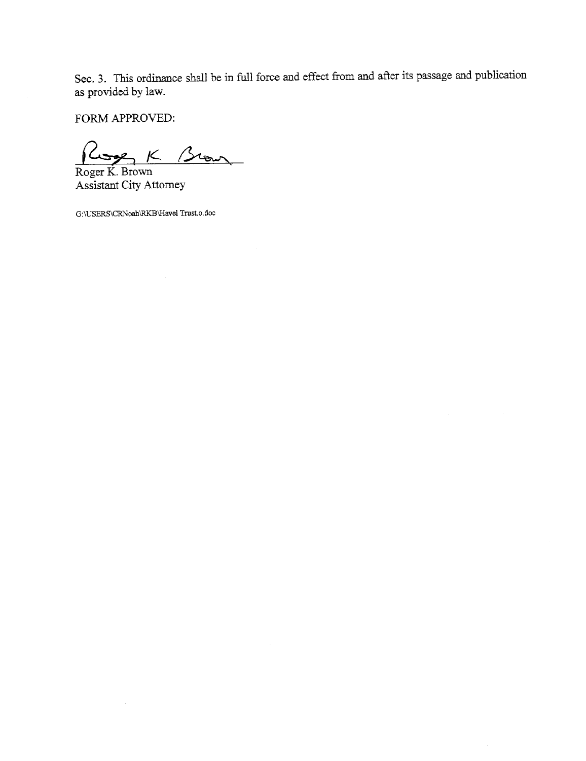Sec. 3. This ordinance shall be in full force and effect from and after its passage and publication as provided by law.

FORM APPROVED:

Roger K. Brown
Assistant City Attorney

G:\USERS\CRNoah\RKB\Havel Trust.o.doc